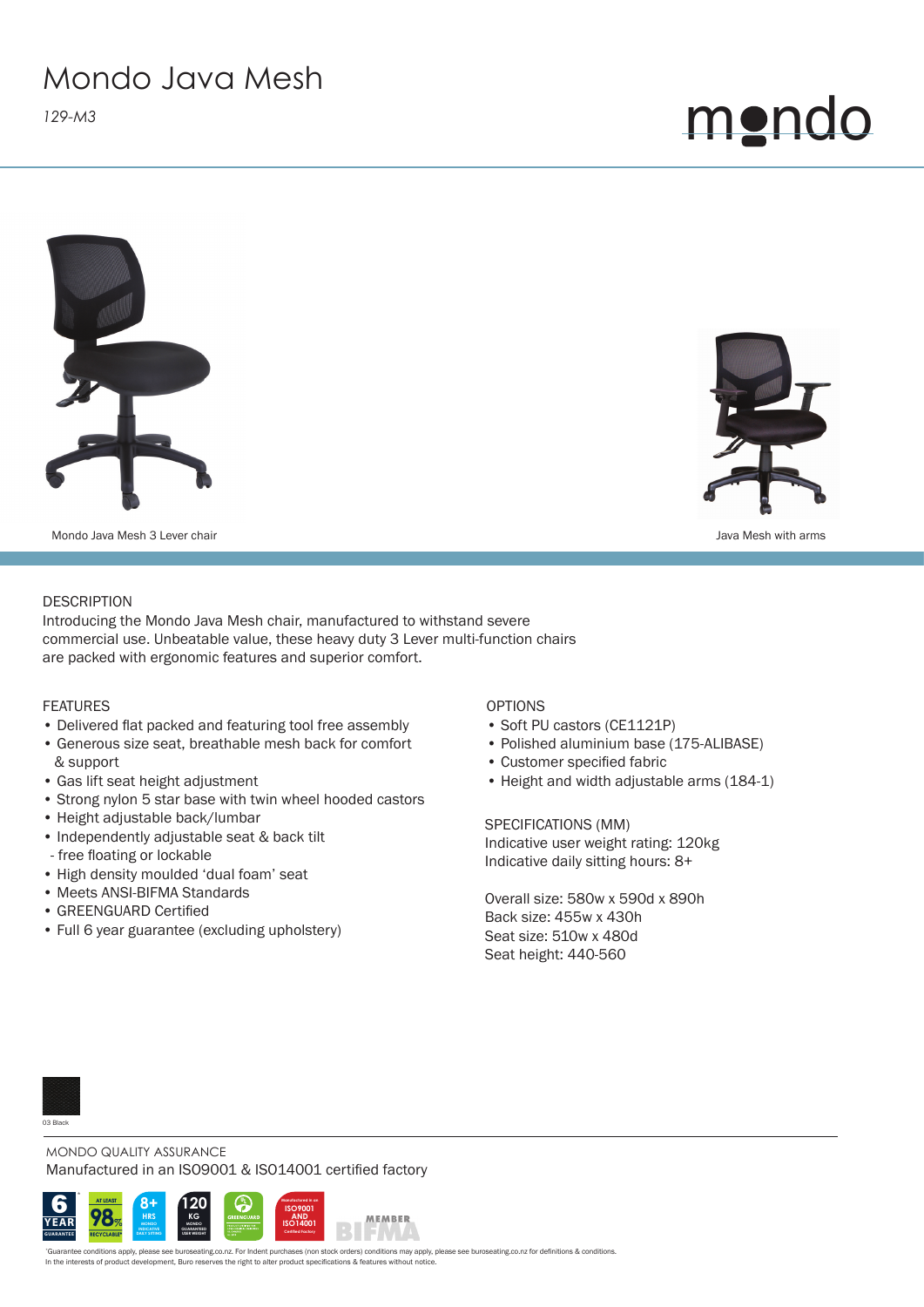# Mondo Java Mesh

*129-M3*

mondo

Mondo Java Mesh 3 Lever chair

Java Mesh with arms

## DESCRIPTION

Introducing the Mondo Java Mesh chair, manufactured to withstand severe commercial use. Unbeatable value, these heavy duty 3 Lever multi-function chairs are packed with ergonomic features and superior comfort.

## FEATURES

- Delivered flat packed and featuring tool free assembly
- Generous size seat, breathable mesh back for comfort & support
- Gas lift seat height adjustment
- Strong nylon 5 star base with twin wheel hooded castors
- Height adjustable back/lumbar
- Independently adjustable seat & back tilt
  - free floating or lockable
- High density moulded 'dual foam' seat
- Meets ANSI-BIFMA Standards
- GREENGUARD Certified
- Full 6 year guarantee (excluding upholstery)

## OPTIONS

- Soft PU castors (CE1121P)
- Polished aluminium base (175-ALIBASE)
- Customer specified fabric
- Height and width adjustable arms (184-1)

## SPECIFICATIONS (MM)

Indicative user weight rating: 120kg
Indicative daily sitting hours: 8+

Overall size: 580w x 590d x 890h
Back size: 455w x 430h
Seat size: 510w x 480d
Seat height: 440-560

03 Black

## MONDO QUALITY ASSURANCE

Manufactured in an ISO9001 & ISO14001 certified factory

6 YEAR GUARANTEE* | AT LEAST 98% RECYCLABLE* | 8+ HRS MONDO INDICATIVE DAILY SITTING | 120 KG MONDO GUARANTEED USER WEIGHT | GREENGUARD | Manufactured in an ISO9001 AND ISO14001 Certified Factory | MEMBER BIFMA

*Guarantee conditions apply, please see buroseating.co.nz. For Indent purchases (non stock orders) conditions may apply, please see buroseating.co.nz for definitions & conditions.
In the interests of product development, Buro reserves the right to alter product specifications & features without notice.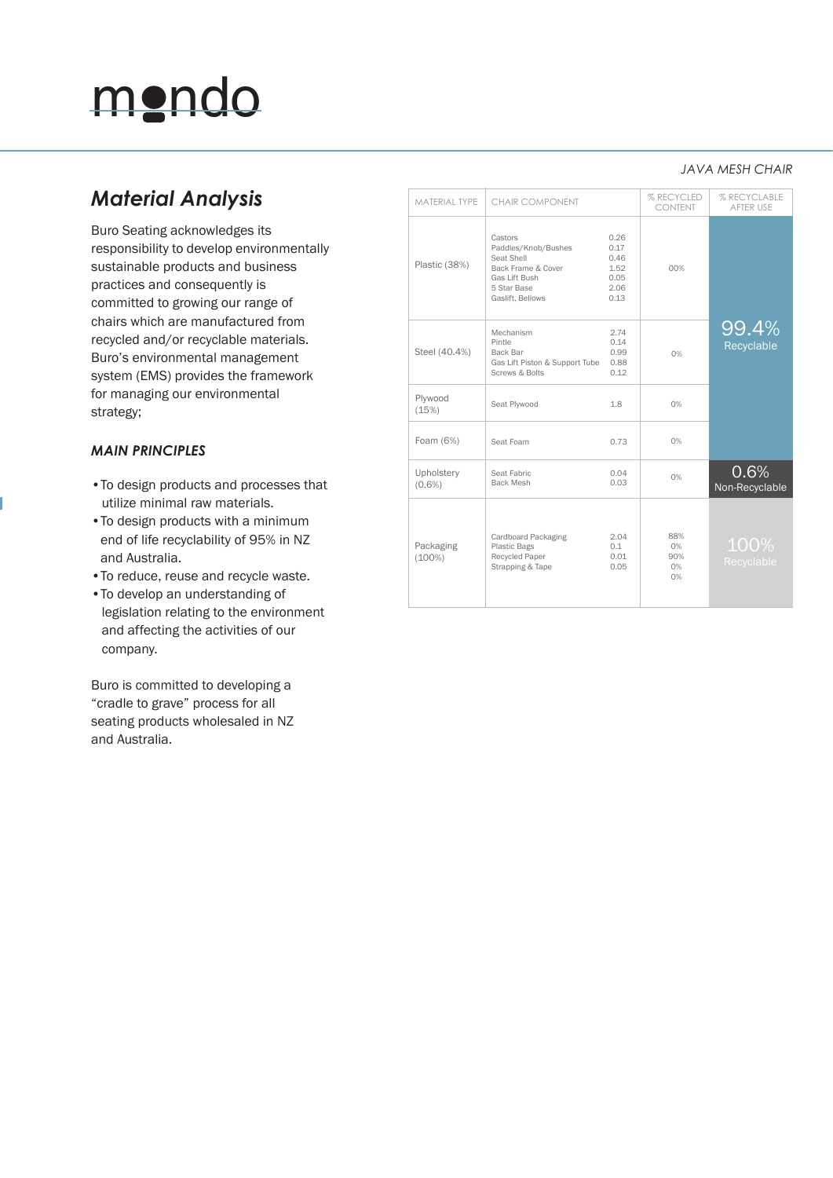# mondo

*JAVA MESH CHAIR*

## *Material Analysis*

Buro Seating acknowledges its responsibility to develop environmentally sustainable products and business practices and consequently is committed to growing our range of chairs which are manufactured from recycled and/or recyclable materials. Buro's environmental management system (EMS) provides the framework for managing our environmental strategy;

### *MAIN PRINCIPLES*

- To design products and processes that utilize minimal raw materials.
- To design products with a minimum end of life recyclability of 95% in NZ and Australia.
- To reduce, reuse and recycle waste.
- To develop an understanding of legislation relating to the environment and affecting the activities of our company.

Buro is committed to developing a "cradle to grave" process for all seating products wholesaled in NZ and Australia.

| MATERIAL TYPE | CHAIR COMPONENT | | % RECYCLED CONTENT | % RECYCLABLE AFTER USE |
|---|---|---|---|---|
| Plastic (38%) | Castors<br>Paddles/Knob/Bushes<br>Seat Shell<br>Back Frame & Cover<br>Gas Lift Bush<br>5 Star Base<br>Gaslift, Bellows | 0.26<br>0.17<br>0.46<br>1.52<br>0.05<br>2.06<br>0.13 | 00% | 99.4% Recyclable |
| Steel (40.4%) | Mechanism<br>Pintle<br>Back Bar<br>Gas Lift Piston & Support Tube<br>Screws & Bolts | 2.74<br>0.14<br>0.99<br>0.88<br>0.12 | 0% | |
| Plywood (15%) | Seat Plywood | 1.8 | 0% | |
| Foam (6%) | Seat Foam | 0.73 | 0% | |
| Upholstery (0.6%) | Seat Fabric<br>Back Mesh | 0.04<br>0.03 | 0% | 0.6% Non-Recyclable |
| Packaging (100%) | Cardboard Packaging<br>Plastic Bags<br>Recycled Paper<br>Strapping & Tape | 2.04<br>0.1<br>0.01<br>0.05 | 88%<br>0%<br>90%<br>0%<br>0% | 100% Recyclable |